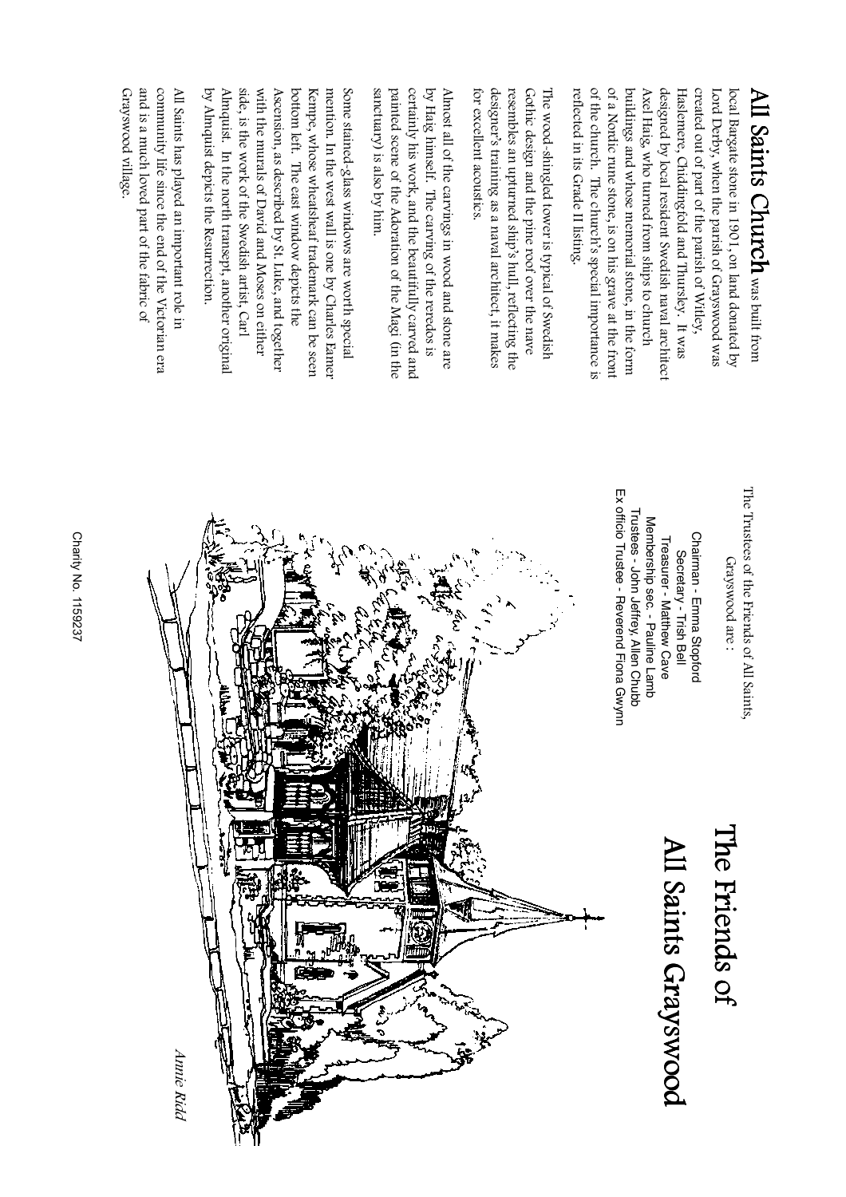# The Friends of All Saints Graywood

The Trustees of the Friends of All Saints, Grayswood are :

Chairman - Emma Stopford
Secretary - Trish Bell
Treasurer - Matthew Cave
Membership sec. - Pauline Lamb
Trustees - John Jeffrey, Allen Chubb
Ex officio Trustee - Reverend Fiona Gwynn

*Annie Ridd*

Charity No. 1159237

## All Saints Church

**All Saints Church** was built from local Bargate stone in 1901, on land donated by Lord Derby, when the parish of Grayswood was created out of part of the parish of Witley, Haslemere, Chiddingfold and Thursley. It was designed by local resident Swedish naval architect Axel Haig, who turned from ships to church buildings and whose memorial stone, in the form of a Nordic rune stone, is on his grave at the front of the church. The church's special importance is reflected in its Grade II listing.

The wood-shingled tower is typical of Swedish Gothic design and the pine roof over the nave resembles an upturned ship's hull, reflecting the designer's training as a naval architect, it makes for excellent acoustics.

Almost all of the carvings in wood and stone are by Haig himself. The carving of the reredos is certainly his work, and the beautifully carved and painted scene of the Adoration of the Magi (in the sanctuary) is also by him.

Some stained-glass windows are worth special mention. In the west wall is one by Charles Eamer Kempe, whose wheatsheaf trademark can be seen bottom left. The east window depicts the Ascension, as described by St. Luke, and together with the murals of David and Moses on either side, is the work of the Swedish artist, Carl Almquist. In the north transept, another original by Almquist depicts the Resurrection.

All Saints has played an important role in community life since the end of the Victorian era and is a much loved part of the fabric of Grayswood village.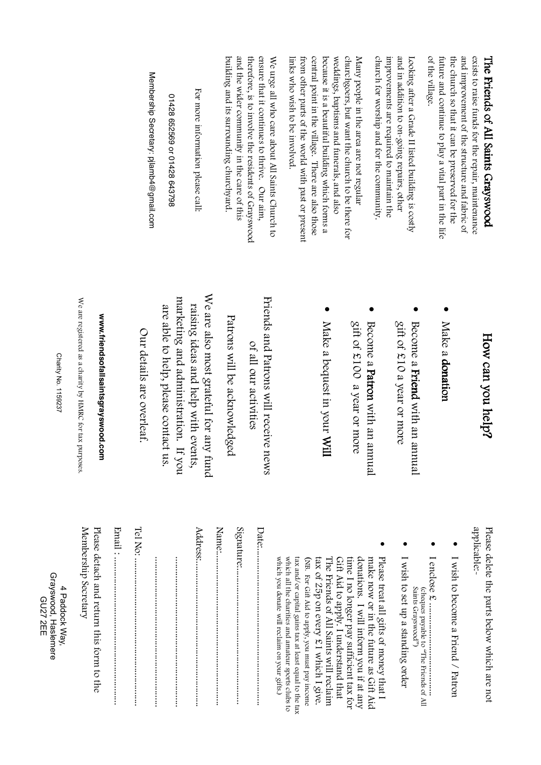## The Friends of All Saints Grayswood

exists to raise funds for the repair, maintenance and improvement of the structure and fabric of the church so that it can be preserved for the future and continue to play a vital part in the life of the village.

Looking after a Grade II listed building is costly and in addition to on-going repairs, other improvements are required to maintain the church for worship and for the community.

Many people in the area are not regular churchgoers, but want the church to be there for weddings, baptisms and funerals, and also because it is a beautiful building which forms a central point in the village. There are also those from other parts of the world with past or present links who wish to be involved.

We urge all who care about All Saints Church to ensure that it continues to thrive. Our aim, therefore, is to involve the residents of Grayswood and the wider community in the care of this building and its surrounding churchyard.

For more information please call:

01428 652569 or 01428 643798

Membership Secretary: pjlamb4@gmail.com

## How can you help?

- Make a **donation**
- Become a **Friend** with an annual gift of £10 a year or more
- Become a **Patron** with an annual gift of £100 a year or more
- Make a bequest in your **Will**

Friends and Patrons will receive news of all our activities

Patrons will be acknowledged

We are also most grateful for any fund raising ideas and help with events, marketing and administration. If you are able to help, please contact us.

Our details are overleaf.

**www.friendsofallsaintsgrayswood.com**

We are registered as a charity by HMRC for tax purposes.

Charity No. 1159237

Please delete the parts below which are not applicable:-

- I wish to become a Friend / Patron
- I enclose £ ..............................
  (cheques payable to "The Friends of All Saints Grayswood")
- I wish to set up a standing order
- Please treat all gifts of money that I make now or in the future as Gift Aid donations. I will inform you if at any time I no longer pay sufficient tax for Gift Aid to apply. I understand that The Friends of All Saints will reclaim tax of 25p on every £1 which I give.
  (NB. For Gift Aid to apply, you must pay income tax and/or capital gains tax at least equal to the tax which all the charities and amateur sports clubs to which you donate will reclaim on your gifts.)

Date:..............................................

Signature:......................................

Name:.............................................

Address:..........................................

.......................................................

Tel No: ...........................................

Email : .............................................

Please detach and return this form to the Membership Secretary

4 Paddock Way,
Grayswood, Haslemere
GU27 2EE